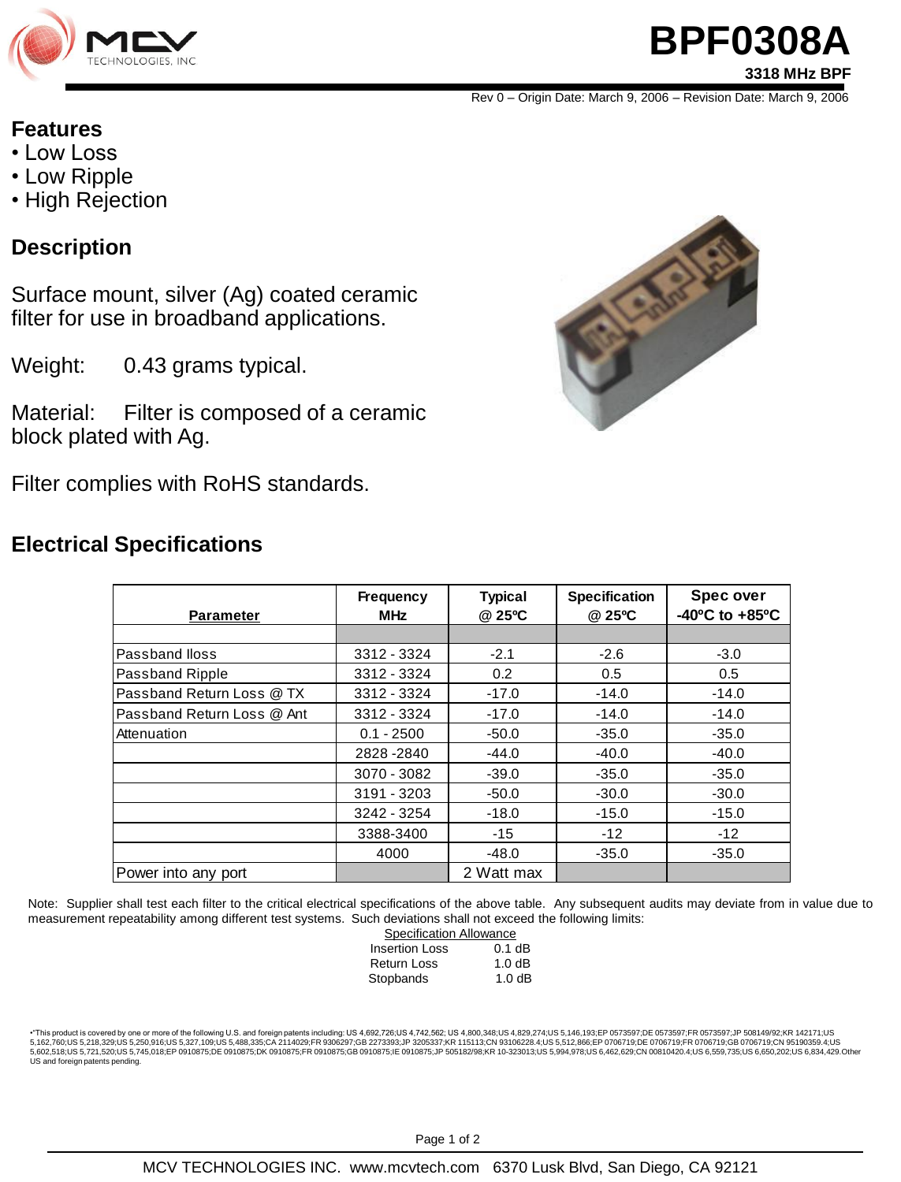# BPF0308A

**3318 MHz BPF**

Rev 0 – Origin Date: March 9, 2006 – Revision Date: March 9, 2006

## Features

- Low Loss
- Low Ripple
- High Rejection

## Description

Surface mount, silver (Ag) coated ceramic filter for use in broadband applications.

Weight: 0.43 grams typical.

Material: Filter is composed of a ceramic block plated with Ag.

Filter complies with RoHS standards.

## Electrical Specifications

| Parameter | Frequency MHz | Typical @ 25ºC | Specification @ 25ºC | Spec over -40ºC to +85ºC |
|---|---|---|---|---|
| | | | | |
| Passband lloss | 3312 - 3324 | -2.1 | -2.6 | -3.0 |
| Passband Ripple | 3312 - 3324 | 0.2 | 0.5 | 0.5 |
| Passband Return Loss @ TX | 3312 - 3324 | -17.0 | -14.0 | -14.0 |
| Passband Return Loss @ Ant | 3312 - 3324 | -17.0 | -14.0 | -14.0 |
| Attenuation | 0.1 - 2500 | -50.0 | -35.0 | -35.0 |
| | 2828 -2840 | -44.0 | -40.0 | -40.0 |
| | 3070 - 3082 | -39.0 | -35.0 | -35.0 |
| | 3191 - 3203 | -50.0 | -30.0 | -30.0 |
| | 3242 - 3254 | -18.0 | -15.0 | -15.0 |
| | 3388-3400 | -15 | -12 | -12 |
| | 4000 | -48.0 | -35.0 | -35.0 |
| Power into any port | | 2 Watt max | | |

Note: Supplier shall test each filter to the critical electrical specifications of the above table. Any subsequent audits may deviate from in value due to measurement repeatability among different test systems. Such deviations shall not exceed the following limits:

Specification Allowance

| | |
|---|---|
| Insertion Loss | 0.1 dB |
| Return Loss | 1.0 dB |
| Stopbands | 1.0 dB |

•"This product is covered by one or more of the following U.S. and foreign patents including: US 4,692,726;US 4,742,562; US 4,800,348;US 4,829,274;US 5,146,193;EP 0573597;DE 0573597;FR 0573597;JP 508149/92;KR 142171;US 5,162,760;US 5,218,329;US 5,250,916;US 5,327,109;US 5,488,335;CA 2114029;FR 9306297;GB 2273393;JP 3205337;KR 115113;CN 93106228.4;US 5,512,866;EP 0706719;DE 0706719;FR 0706719;GB 0706719;CN 95190359.4;US 5,602,518;US 5,721,520;US 5,745,018;EP 0910875;DE 0910875;DK 0910875;FR 0910875;GB 0910875;IE 0910875;JP 505182/98;KR 10-323013;US 5,994,978;US 6,462,629;CN 00810420.4;US 6,559,735;US 6,650,202;US 6,834,429.Other US and foreign patents pending.

MCV TECHNOLOGIES INC. www.mcvtech.com 6370 Lusk Blvd, San Diego, CA 92121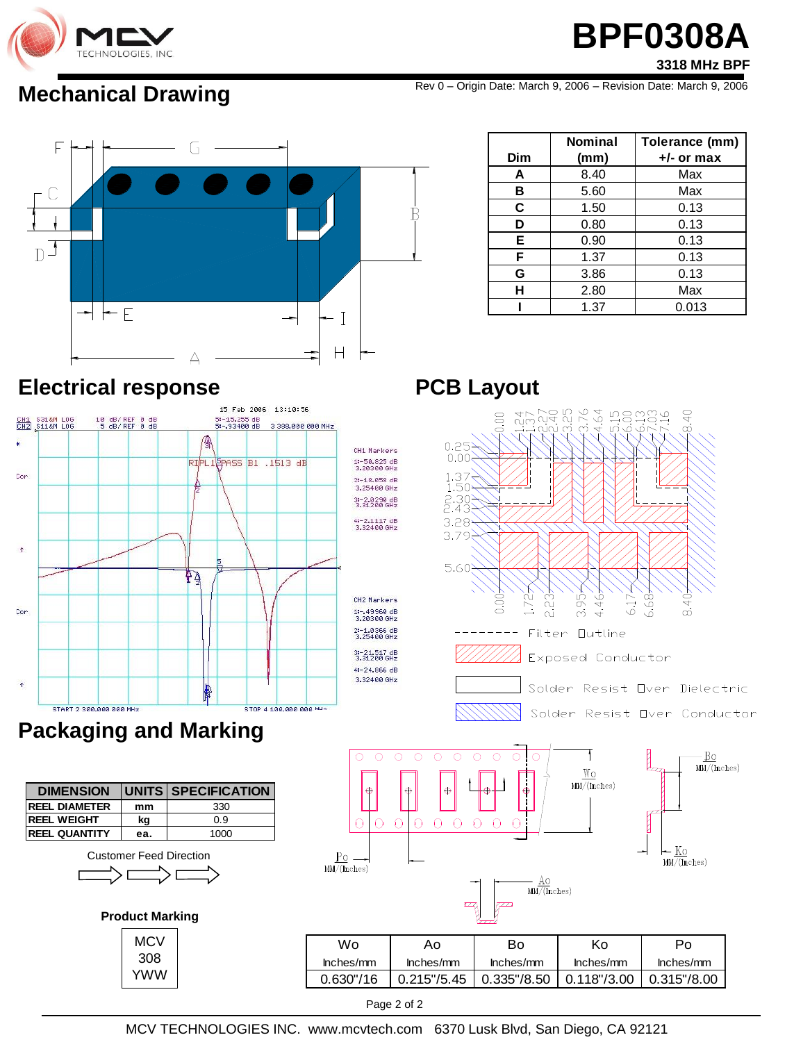# BPF0308A

**3318 MHz BPF**

Rev 0 – Origin Date: March 9, 2006 – Revision Date: March 9, 2006

## Mechanical Drawing

F G C B D E I A H

| Dim | Nominal (mm) | Tolerance (mm) +/- or max |
|---|---|---|
| A | 8.40 | Max |
| B | 5.60 | Max |
| C | 1.50 | 0.13 |
| D | 0.80 | 0.13 |
| E | 0.90 | 0.13 |
| F | 1.37 | 0.13 |
| G | 3.86 | 0.13 |
| H | 2.80 | Max |
| I | 1.37 | 0.013 |

## Electrical response

15 Feb 2006 13:10:56
CH1 S21&M LOG 10 dB/ REF 0 dB 5:-15.255 dB
CH2 S11&M LOG 5 dB/ REF 0 dB 5:-.93400 dB 3 338.000 000 MHz
RIPL1 PASS B1 .1513 dB

CH1 Markers
1:-50.825 dB 3.20300 GHz
2:-18.058 dB 3.25400 GHz
3:-2.0290 dB 3.31200 GHz
4:-2.1117 dB 3.32400 GHz

CH2 Markers
1:-.49960 dB 3.20300 GHz
2:-1.0366 dB 3.25400 GHz
3:-24.517 dB 3.31200 GHz
4:-24.866 dB 3.32400 GHz

START 2 300.000 000 MHz STOP 4 100.000 000 MHz

## PCB Layout

0.00 1.24 1.37 2.27 2.40 3.25 3.76 4.64 5.15 6.00 6.13 7.03 7.16 8.40

0.25 0.00 1.37 1.50 2.30 2.43 3.28 3.79 5.60

0.00 1.72 2.23 3.95 4.46 6.17 6.68 8.40

- Filter Outline
- Exposed Conductor
- Solder Resist Over Dielectric
- Solder Resist Over Conductor

## Packaging and Marking

| DIMENSION | UNITS | SPECIFICATION |
|---|---|---|
| REEL DIAMETER | mm | 330 |
| REEL WEIGHT | kg | 0.9 |
| REEL QUANTITY | ea. | 1000 |

Customer Feed Direction

**Product Marking**

MCV
308
YWW

Wo MM/(Inches)
Bo MM/(Inches)
Ko MM/(Inches)
Po MM/(Inches)
Ao MM/(Inches)

| Wo | Ao | Bo | Ko | Po |
|---|---|---|---|---|
| Inches/mm | Inches/mm | Inches/mm | Inches/mm | Inches/mm |
| 0.630"/16 | 0.215"/5.45 | 0.335"/8.50 | 0.118"/3.00 | 0.315"/8.00 |

MCV TECHNOLOGIES INC. www.mcvtech.com 6370 Lusk Blvd, San Diego, CA 92121